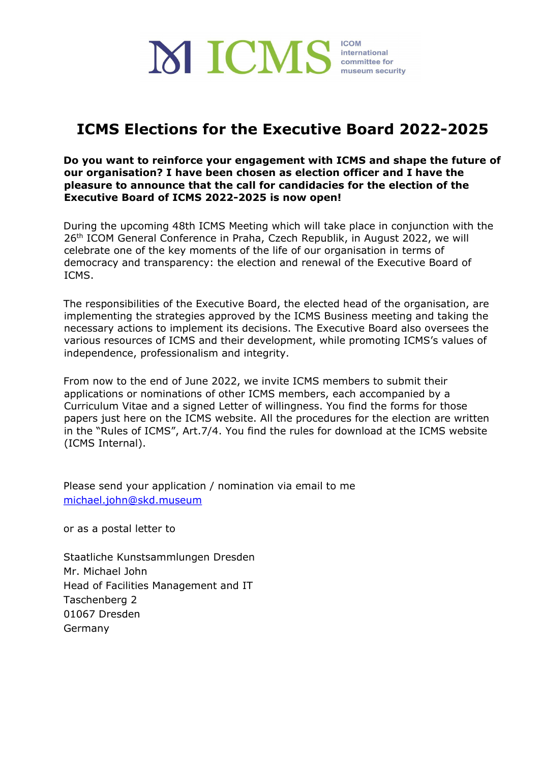ICOM international committee for museum security

# ICMS Elections for the Executive Board 2022-2025

**Do you want to reinforce your engagement with ICMS and shape the future of our organisation? I have been chosen as election officer and I have the pleasure to announce that the call for candidacies for the election of the Executive Board of ICMS 2022-2025 is now open!**

During the upcoming 48th ICMS Meeting which will take place in conjunction with the 26th ICOM General Conference in Praha, Czech Republik, in August 2022, we will celebrate one of the key moments of the life of our organisation in terms of democracy and transparency: the election and renewal of the Executive Board of ICMS.

The responsibilities of the Executive Board, the elected head of the organisation, are implementing the strategies approved by the ICMS Business meeting and taking the necessary actions to implement its decisions. The Executive Board also oversees the various resources of ICMS and their development, while promoting ICMS's values of independence, professionalism and integrity.

From now to the end of June 2022, we invite ICMS members to submit their applications or nominations of other ICMS members, each accompanied by a Curriculum Vitae and a signed Letter of willingness. You find the forms for those papers just here on the ICMS website. All the procedures for the election are written in the "Rules of ICMS", Art.7/4. You find the rules for download at the ICMS website (ICMS Internal).

Please send your application / nomination via email to me
michael.john@skd.museum

or as a postal letter to

Staatliche Kunstsammlungen Dresden
Mr. Michael John
Head of Facilities Management and IT
Taschenberg 2
01067 Dresden
Germany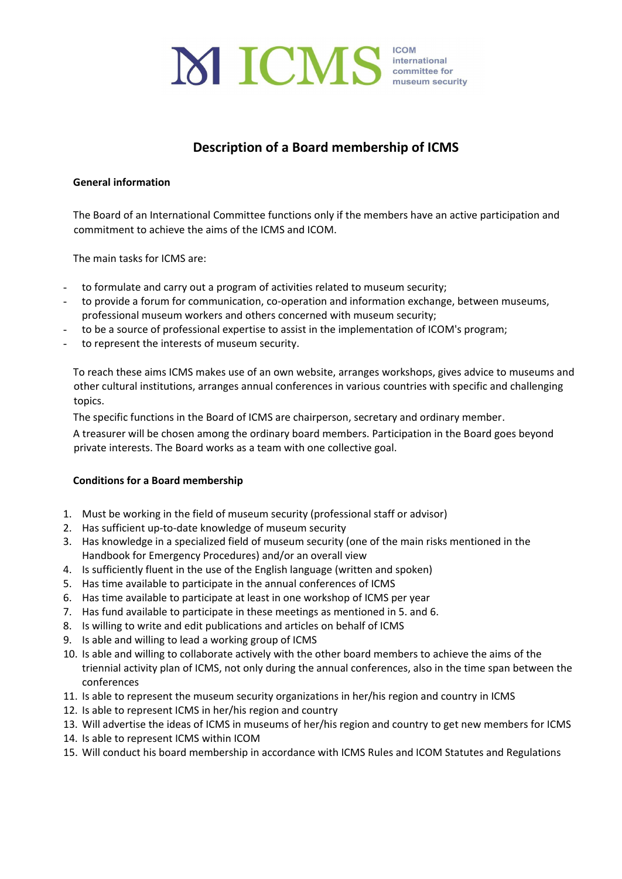# Description of a Board membership of ICMS

**General information**

The Board of an International Committee functions only if the members have an active participation and commitment to achieve the aims of the ICMS and ICOM.

The main tasks for ICMS are:

- to formulate and carry out a program of activities related to museum security;
- to provide a forum for communication, co-operation and information exchange, between museums, professional museum workers and others concerned with museum security;
- to be a source of professional expertise to assist in the implementation of ICOM's program;
- to represent the interests of museum security.

To reach these aims ICMS makes use of an own website, arranges workshops, gives advice to museums and other cultural institutions, arranges annual conferences in various countries with specific and challenging topics.

The specific functions in the Board of ICMS are chairperson, secretary and ordinary member.

A treasurer will be chosen among the ordinary board members. Participation in the Board goes beyond private interests. The Board works as a team with one collective goal.

**Conditions for a Board membership**

1. Must be working in the field of museum security (professional staff or advisor)
2. Has sufficient up-to-date knowledge of museum security
3. Has knowledge in a specialized field of museum security (one of the main risks mentioned in the Handbook for Emergency Procedures) and/or an overall view
4. Is sufficiently fluent in the use of the English language (written and spoken)
5. Has time available to participate in the annual conferences of ICMS
6. Has time available to participate at least in one workshop of ICMS per year
7. Has fund available to participate in these meetings as mentioned in 5. and 6.
8. Is willing to write and edit publications and articles on behalf of ICMS
9. Is able and willing to lead a working group of ICMS
10. Is able and willing to collaborate actively with the other board members to achieve the aims of the triennial activity plan of ICMS, not only during the annual conferences, also in the time span between the conferences
11. Is able to represent the museum security organizations in her/his region and country in ICMS
12. Is able to represent ICMS in her/his region and country
13. Will advertise the ideas of ICMS in museums of her/his region and country to get new members for ICMS
14. Is able to represent ICMS within ICOM
15. Will conduct his board membership in accordance with ICMS Rules and ICOM Statutes and Regulations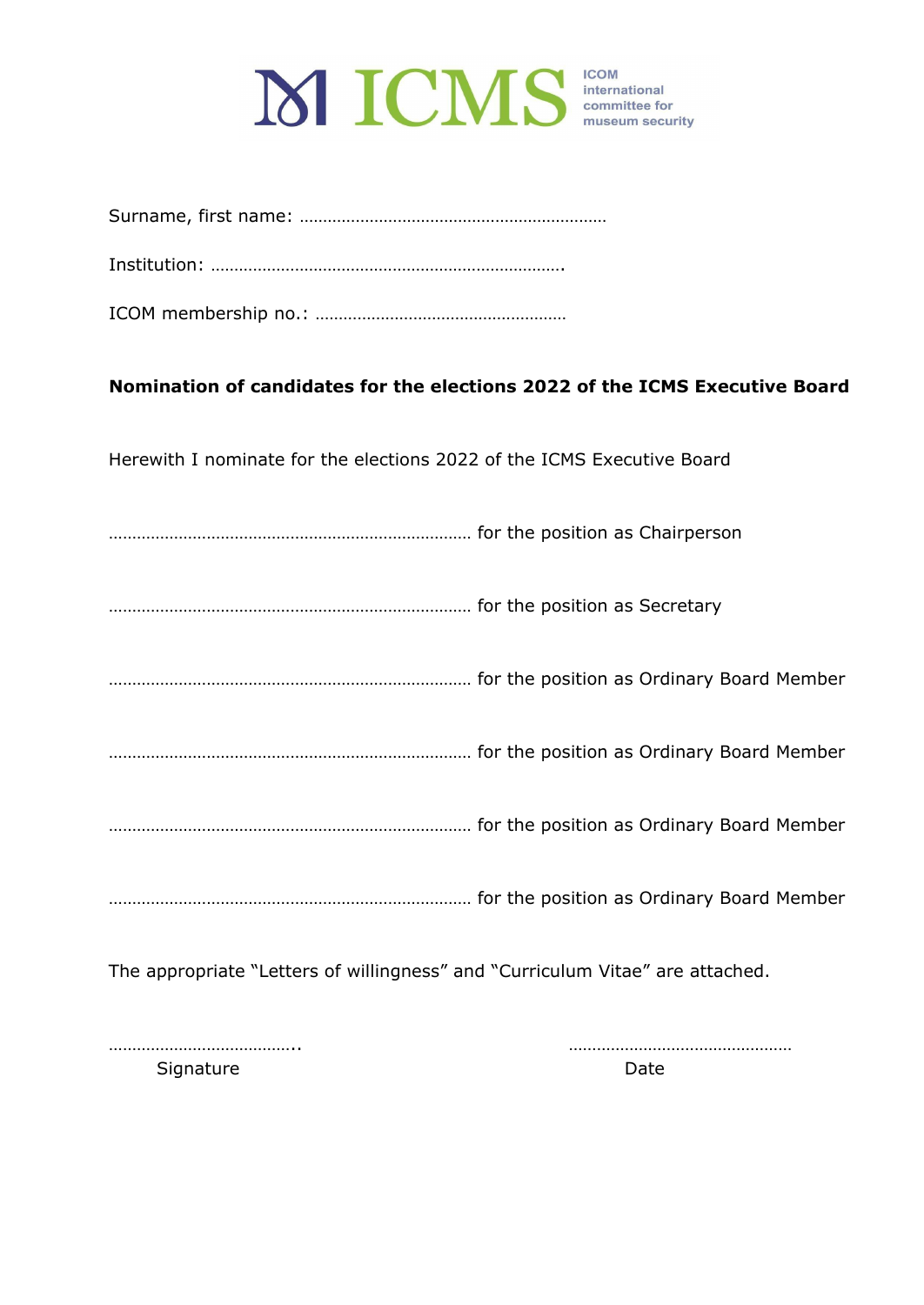ICMS ICOM international committee for museum security

Surname, first name: …………………………………………………………

Institution: ………………………………………………………………….

ICOM membership no.: ………………………………………………

**Nomination of candidates for the elections 2022 of the ICMS Executive Board**

Herewith I nominate for the elections 2022 of the ICMS Executive Board

…………………………………………………………………… for the position as Chairperson

…………………………………………………………………… for the position as Secretary

…………………………………………………………………… for the position as Ordinary Board Member

…………………………………………………………………… for the position as Ordinary Board Member

…………………………………………………………………… for the position as Ordinary Board Member

…………………………………………………………………… for the position as Ordinary Board Member

The appropriate "Letters of willingness" and "Curriculum Vitae" are attached.

………………………………..
Signature

………………………………………
Date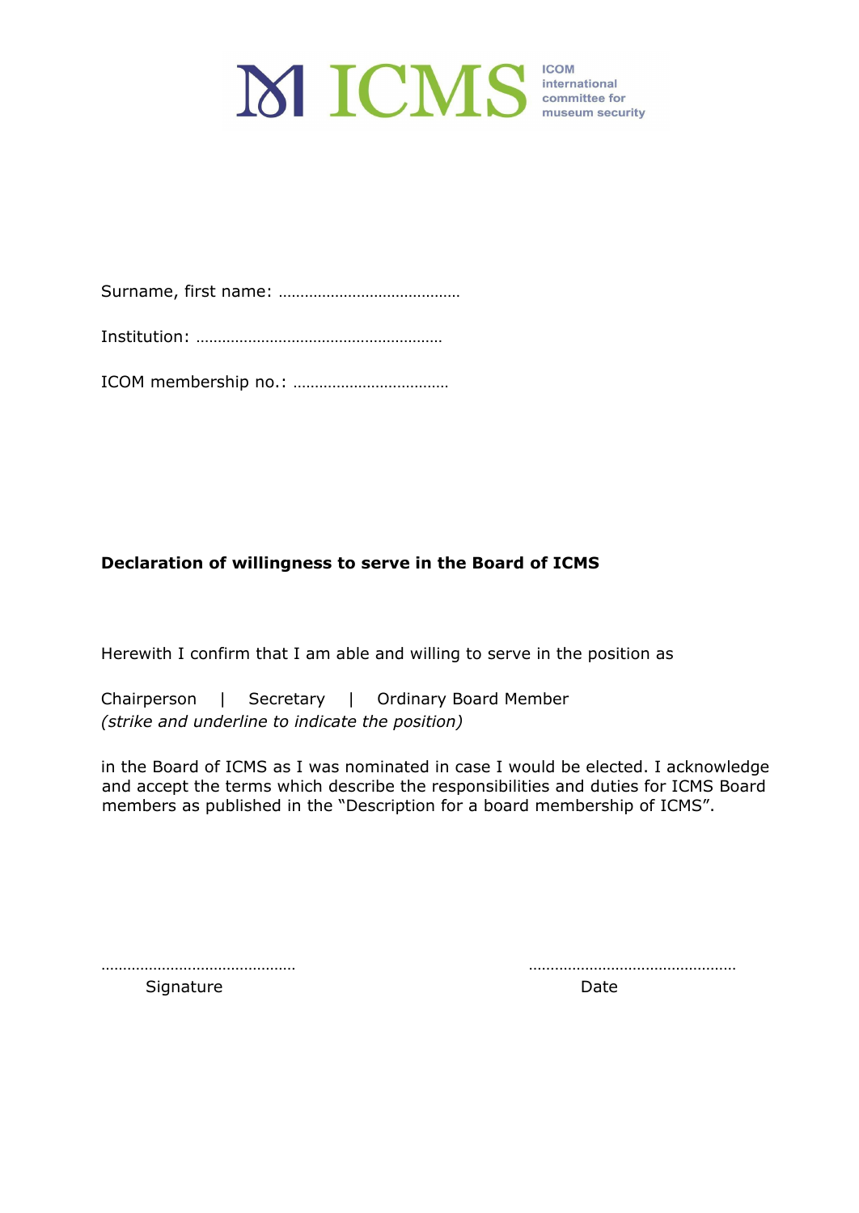ICMS ICOM international committee for museum security

Surname, first name: ……………………………………

Institution: …………………………………………………

ICOM membership no.: ………………………………

**Declaration of willingness to serve in the Board of ICMS**

Herewith I confirm that I am able and willing to serve in the position as

Chairperson | Secretary | Ordinary Board Member
*(strike and underline to indicate the position)*

in the Board of ICMS as I was nominated in case I would be elected. I acknowledge and accept the terms which describe the responsibilities and duties for ICMS Board members as published in the "Description for a board membership of ICMS".

……………………………………… Signature

………………………………………… Date